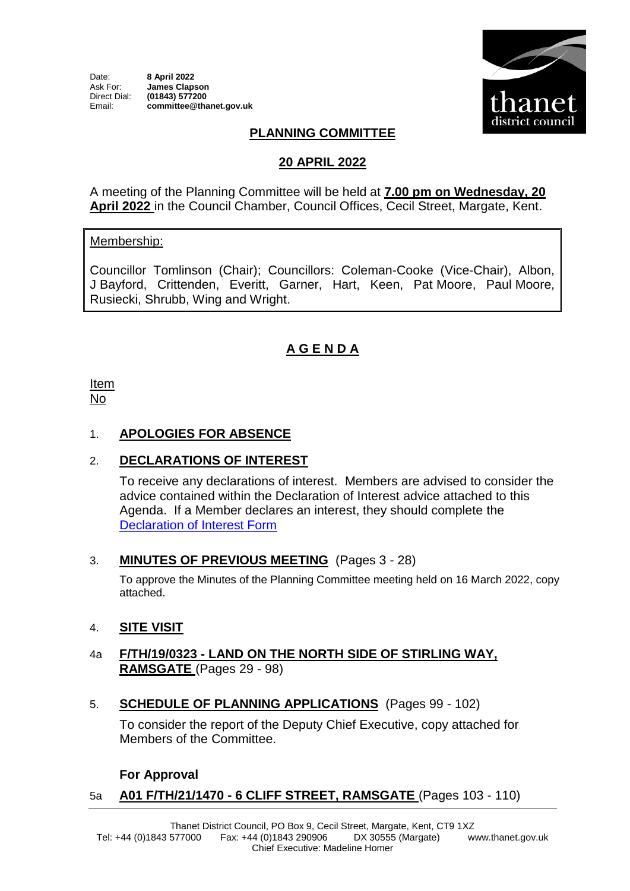Date: **8 April 2022**
Ask For: **James Clapson**
Direct Dial: **(01843) 577200**
Email: **committee@thanet.gov.uk**

thanet district council

## PLANNING COMMITTEE

## 20 APRIL 2022

A meeting of the Planning Committee will be held at **7.00 pm on Wednesday, 20 April 2022** in the Council Chamber, Council Offices, Cecil Street, Margate, Kent.

Membership:

Councillor Tomlinson (Chair); Councillors: Coleman-Cooke (Vice-Chair), Albon, J Bayford, Crittenden, Everitt, Garner, Hart, Keen, Pat Moore, Paul Moore, Rusiecki, Shrubb, Wing and Wright.

## A G E N D A

Item No

1. **APOLOGIES FOR ABSENCE**

2. **DECLARATIONS OF INTEREST**

   To receive any declarations of interest. Members are advised to consider the advice contained within the Declaration of Interest advice attached to this Agenda. If a Member declares an interest, they should complete the Declaration of Interest Form

3. **MINUTES OF PREVIOUS MEETING** (Pages 3 - 28)

   To approve the Minutes of the Planning Committee meeting held on 16 March 2022, copy attached.

4. **SITE VISIT**

4a **F/TH/19/0323 - LAND ON THE NORTH SIDE OF STIRLING WAY, RAMSGATE** (Pages 29 - 98)

5. **SCHEDULE OF PLANNING APPLICATIONS** (Pages 99 - 102)

   To consider the report of the Deputy Chief Executive, copy attached for Members of the Committee.

   **For Approval**

5a **A01 F/TH/21/1470 - 6 CLIFF STREET, RAMSGATE** (Pages 103 - 110)

Thanet District Council, PO Box 9, Cecil Street, Margate, Kent, CT9 1XZ
Tel: +44 (0)1843 577000 Fax: +44 (0)1843 290906 DX 30555 (Margate) www.thanet.gov.uk
Chief Executive: Madeline Homer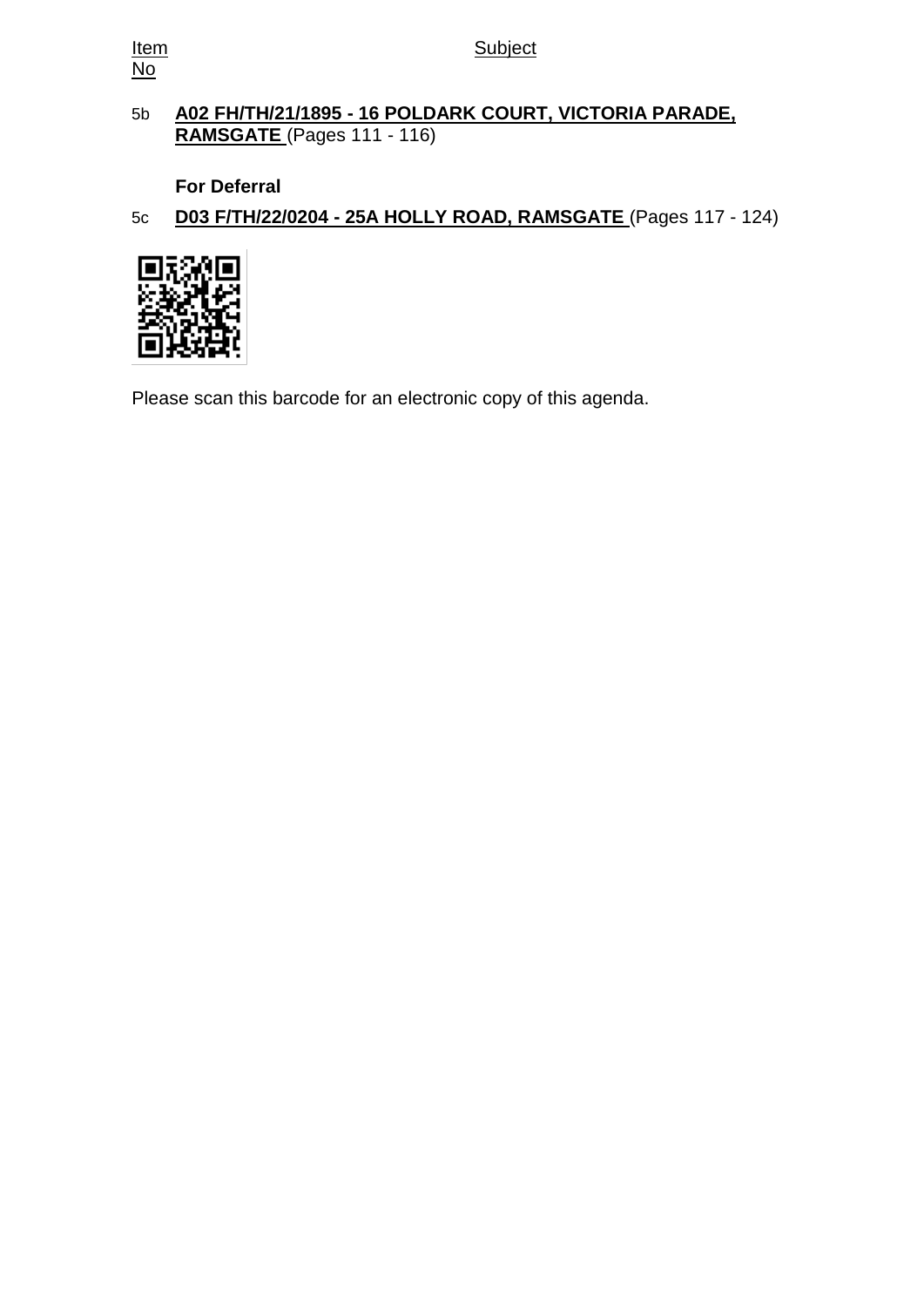| Item No | Subject |
| --- | --- |
| 5b | **A02 FH/TH/21/1895 - 16 POLDARK COURT, VICTORIA PARADE, RAMSGATE** (Pages 111 - 116) |
| | **For Deferral** |
| 5c | **D03 F/TH/22/0204 - 25A HOLLY ROAD, RAMSGATE** (Pages 117 - 124) |

Please scan this barcode for an electronic copy of this agenda.